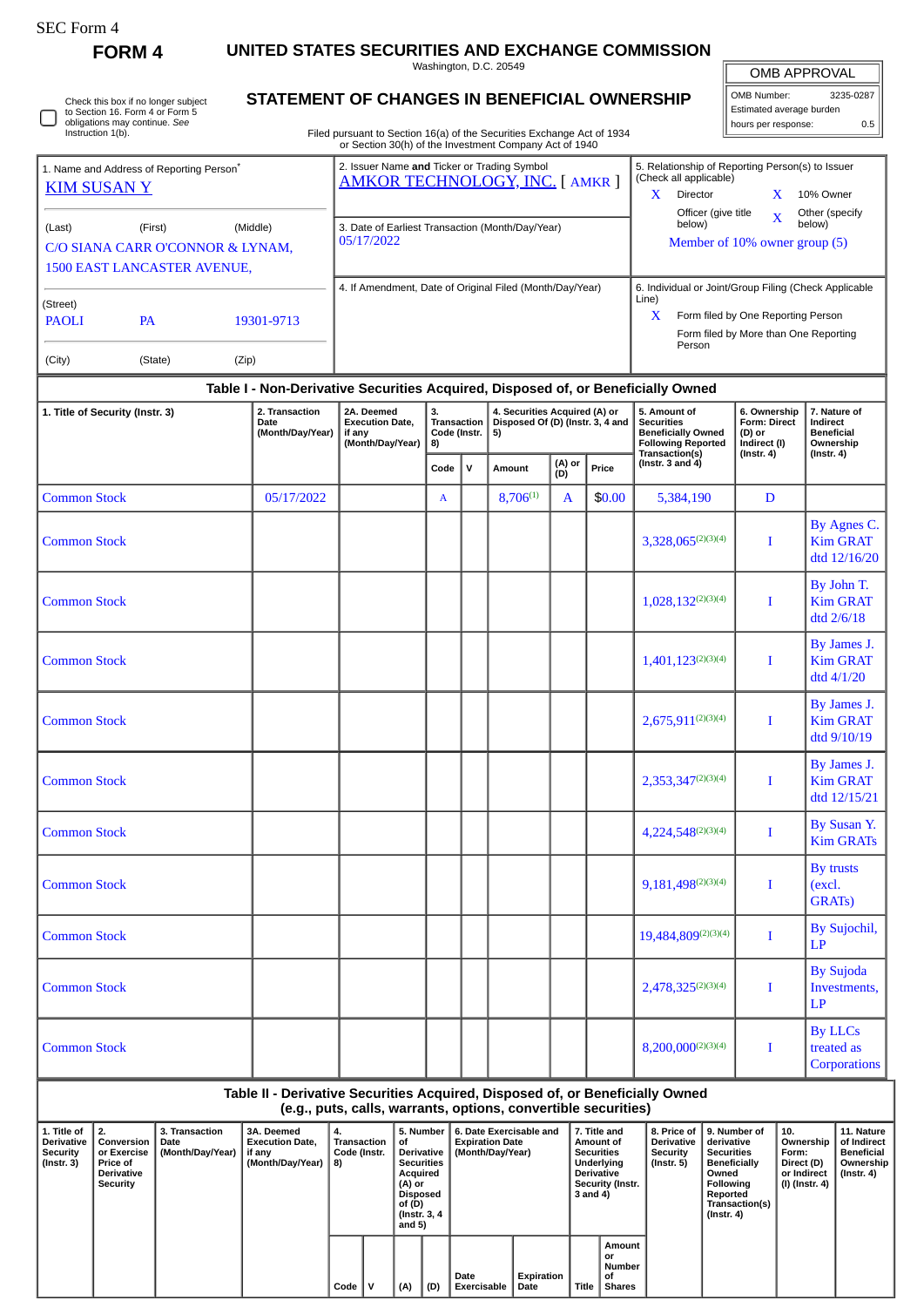SEC Form 4

# FORM 4

## UNITED STATES SECURITIES AND EXCHANGE COMMISSION

Washington, D.C. 20549

## STATEMENT OF CHANGES IN BENEFICIAL OWNERSHIP

Filed pursuant to Section 16(a) of the Securities Exchange Act of 1934 or Section 30(h) of the Investment Company Act of 1940

| OMB APPROVAL | |
|---|---|
| OMB Number: | 3235-0287 |
| Estimated average burden | |
| hours per response: | 0.5 |

☐ Check this box if no longer subject to Section 16. Form 4 or Form 5 obligations may continue. *See* Instruction 1(b).

**1. Name and Address of Reporting Person***

KIM SUSAN Y

(Last) (First) (Middle)

C/O SIANA CARR O'CONNOR & LYNAM,
1500 EAST LANCASTER AVENUE,

(Street)

PAOLI PA 19301-9713

(City) (State) (Zip)

**2. Issuer Name and Ticker or Trading Symbol**

AMKOR TECHNOLOGY, INC. [ AMKR ]

**3. Date of Earliest Transaction (Month/Day/Year)**

05/17/2022

**4. If Amendment, Date of Original Filed (Month/Day/Year)**

**5. Relationship of Reporting Person(s) to Issuer (Check all applicable)**

X Director

X 10% Owner

Officer (give title below)

X Other (specify below)

Member of 10% owner group (5)

**6. Individual or Joint/Group Filing (Check Applicable Line)**

X Form filed by One Reporting Person

Form filed by More than One Reporting Person

## Table I - Non-Derivative Securities Acquired, Disposed of, or Beneficially Owned

| 1. Title of Security (Instr. 3) | 2. Transaction Date (Month/Day/Year) | 2A. Deemed Execution Date, if any (Month/Day/Year) | 3. Transaction Code (Instr. 8) | | 4. Securities Acquired (A) or Disposed Of (D) (Instr. 3, 4 and 5) | | | 5. Amount of Securities Beneficially Owned Following Reported Transaction(s) (Instr. 3 and 4) | 6. Ownership Form: Direct (D) or Indirect (I) (Instr. 4) | 7. Nature of Indirect Beneficial Ownership (Instr. 4) |
|---|---|---|---|---|---|---|---|---|---|---|
| | | | Code | V | Amount | (A) or (D) | Price | | | |
| Common Stock | 05/17/2022 | | A | | 8,706[1] | A | $0.00 | 5,384,190 | D | |
| Common Stock | | | | | | | | 3,328,065[2][3][4] | I | By Agnes C. Kim GRAT dtd 12/16/20 |
| Common Stock | | | | | | | | 1,028,132[2][3][4] | I | By John T. Kim GRAT dtd 2/6/18 |
| Common Stock | | | | | | | | 1,401,123[2][3][4] | I | By James J. Kim GRAT dtd 4/1/20 |
| Common Stock | | | | | | | | 2,675,911[2][3][4] | I | By James J. Kim GRAT dtd 9/10/19 |
| Common Stock | | | | | | | | 2,353,347[2][3][4] | I | By James J. Kim GRAT dtd 12/15/21 |
| Common Stock | | | | | | | | 4,224,548[2][3][4] | I | By Susan Y. Kim GRATs |
| Common Stock | | | | | | | | 9,181,498[2][3][4] | I | By trusts (excl. GRATs) |
| Common Stock | | | | | | | | 19,484,809[2][3][4] | I | By Sujochil, LP |
| Common Stock | | | | | | | | 2,478,325[2][3][4] | I | By Sujoda Investments, LP |
| Common Stock | | | | | | | | 8,200,000[2][3][4] | I | By LLCs treated as Corporations |

## Table II - Derivative Securities Acquired, Disposed of, or Beneficially Owned (e.g., puts, calls, warrants, options, convertible securities)

| 1. Title of Derivative Security (Instr. 3) | 2. Conversion or Exercise Price of Derivative Security | 3. Transaction Date (Month/Day/Year) | 3A. Deemed Execution Date, if any (Month/Day/Year) | 4. Transaction Code (Instr. 8) | | 5. Number of Derivative Securities Acquired (A) or Disposed of (D) (Instr. 3, 4 and 5) | | 6. Date Exercisable and Expiration Date (Month/Day/Year) | | 7. Title and Amount of Securities Underlying Derivative Security (Instr. 3 and 4) | | 8. Price of Derivative Security (Instr. 5) | 9. Number of derivative Securities Beneficially Owned Following Reported Transaction(s) (Instr. 4) | 10. Ownership Form: Direct (D) or Indirect (I) (Instr. 4) | 11. Nature of Indirect Beneficial Ownership (Instr. 4) |
|---|---|---|---|---|---|---|---|---|---|---|---|---|---|---|---|
| | | | | Code | V | (A) | (D) | Date Exercisable | Expiration Date | Title | Amount or Number of Shares | | | | |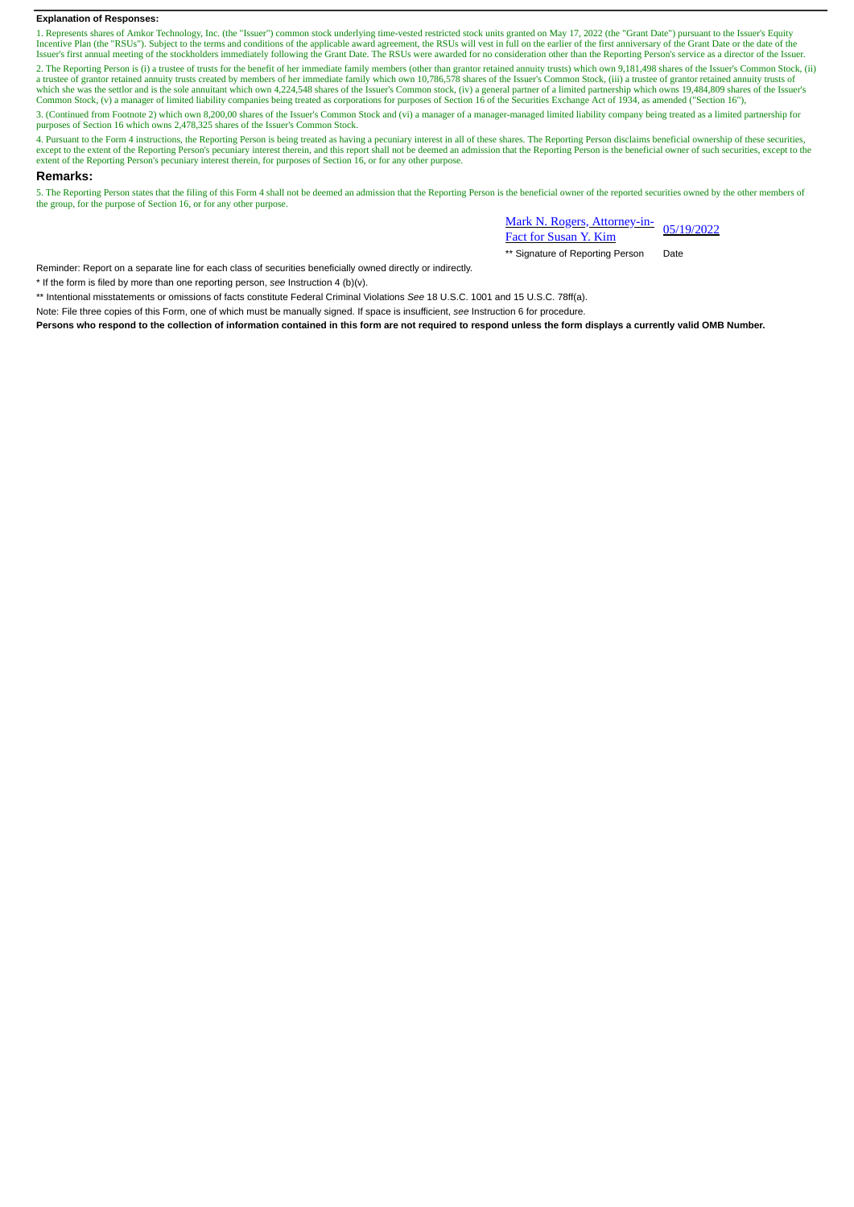**Explanation of Responses:**

1. Represents shares of Amkor Technology, Inc. (the "Issuer") common stock underlying time-vested restricted stock units granted on May 17, 2022 (the "Grant Date") pursuant to the Issuer's Equity Incentive Plan (the "RSUs"). Subject to the terms and conditions of the applicable award agreement, the RSUs will vest in full on the earlier of the first anniversary of the Grant Date or the date of the Issuer's first annual meeting of the stockholders immediately following the Grant Date. The RSUs were awarded for no consideration other than the Reporting Person's service as a director of the Issuer.

2. The Reporting Person is (i) a trustee of trusts for the benefit of her immediate family members (other than grantor retained annuity trusts) which own 9,181,498 shares of the Issuer's Common Stock, (ii) a trustee of grantor retained annuity trusts created by members of her immediate family which own 10,786,578 shares of the Issuer's Common Stock, (iii) a trustee of grantor retained annuity trusts of which she was the settlor and is the sole annuitant which own 4,224,548 shares of the Issuer's Common stock, (iv) a general partner of a limited partnership which owns 19,484,809 shares of the Issuer's Common Stock, (v) a manager of limited liability companies being treated as corporations for purposes of Section 16 of the Securities Exchange Act of 1934, as amended ("Section 16"),

3. (Continued from Footnote 2) which own 8,200,00 shares of the Issuer's Common Stock and (vi) a manager of a manager-managed limited liability company being treated as a limited partnership for purposes of Section 16 which owns 2,478,325 shares of the Issuer's Common Stock.

4. Pursuant to the Form 4 instructions, the Reporting Person is being treated as having a pecuniary interest in all of these shares. The Reporting Person disclaims beneficial ownership of these securities, except to the extent of the Reporting Person's pecuniary interest therein, and this report shall not be deemed an admission that the Reporting Person is the beneficial owner of such securities, except to the extent of the Reporting Person's pecuniary interest therein, for purposes of Section 16, or for any other purpose.

## Remarks:

5. The Reporting Person states that the filing of this Form 4 shall not be deemed an admission that the Reporting Person is the beneficial owner of the reported securities owned by the other members of the group, for the purpose of Section 16, or for any other purpose.

| | |
|---|---|
| Mark N. Rogers, Attorney-in-Fact for Susan Y. Kim | 05/19/2022 |
| ** Signature of Reporting Person | Date |

Reminder: Report on a separate line for each class of securities beneficially owned directly or indirectly.

* If the form is filed by more than one reporting person, *see* Instruction 4 (b)(v).

** Intentional misstatements or omissions of facts constitute Federal Criminal Violations *See* 18 U.S.C. 1001 and 15 U.S.C. 78ff(a).

Note: File three copies of this Form, one of which must be manually signed. If space is insufficient, *see* Instruction 6 for procedure.

**Persons who respond to the collection of information contained in this form are not required to respond unless the form displays a currently valid OMB Number.**